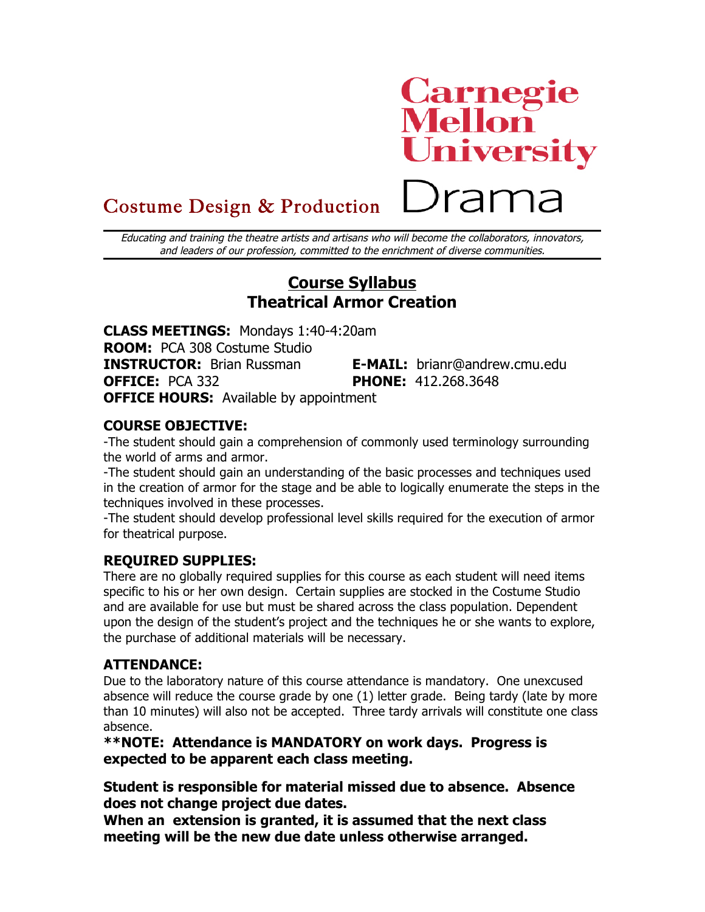Carnegie Mellon University

Costume Design & Production Drama

*Educating and training the theatre artists and artisans who will become the collaborators, innovators, and leaders of our profession, committed to the enrichment of diverse communities.*

# Course Syllabus
# Theatrical Armor Creation

**CLASS MEETINGS:** Mondays 1:40-4:20am
**ROOM:** PCA 308 Costume Studio
**INSTRUCTOR:** Brian Russman  **E-MAIL:** brianr@andrew.cmu.edu
**OFFICE:** PCA 332  **PHONE:** 412.268.3648
**OFFICE HOURS:** Available by appointment

## COURSE OBJECTIVE:

-The student should gain a comprehension of commonly used terminology surrounding the world of arms and armor.
-The student should gain an understanding of the basic processes and techniques used in the creation of armor for the stage and be able to logically enumerate the steps in the techniques involved in these processes.
-The student should develop professional level skills required for the execution of armor for theatrical purpose.

## REQUIRED SUPPLIES:

There are no globally required supplies for this course as each student will need items specific to his or her own design. Certain supplies are stocked in the Costume Studio and are available for use but must be shared across the class population. Dependent upon the design of the student's project and the techniques he or she wants to explore, the purchase of additional materials will be necessary.

## ATTENDANCE:

Due to the laboratory nature of this course attendance is mandatory. One unexcused absence will reduce the course grade by one (1) letter grade. Being tardy (late by more than 10 minutes) will also not be accepted. Three tardy arrivals will constitute one class absence.

**\*\*NOTE: Attendance is MANDATORY on work days. Progress is expected to be apparent each class meeting.**

**Student is responsible for material missed due to absence. Absence does not change project due dates.**
**When an extension is granted, it is assumed that the next class meeting will be the new due date unless otherwise arranged.**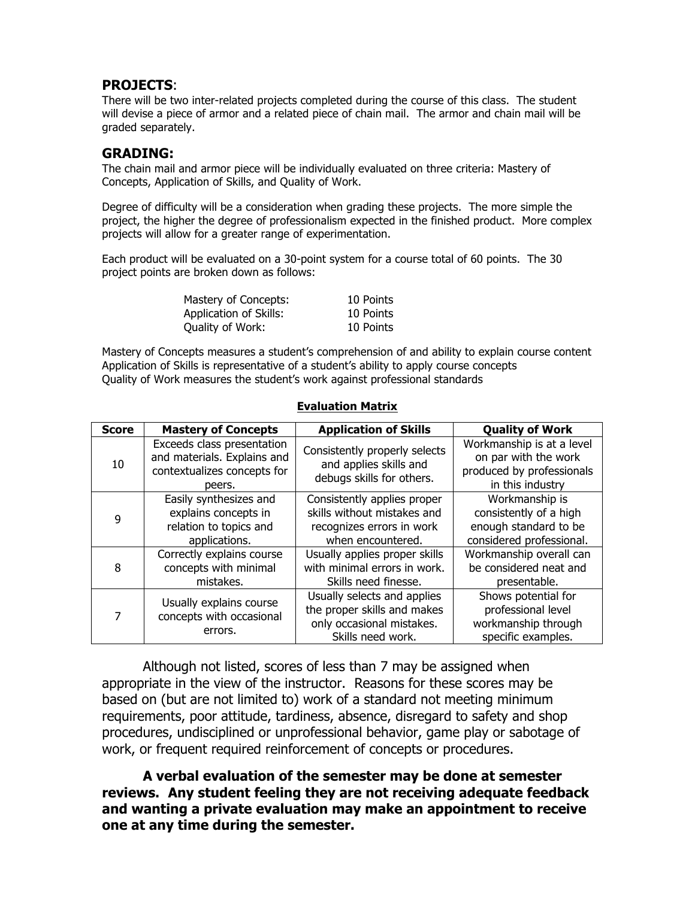## PROJECTS:

There will be two inter-related projects completed during the course of this class. The student will devise a piece of armor and a related piece of chain mail. The armor and chain mail will be graded separately.

## GRADING:

The chain mail and armor piece will be individually evaluated on three criteria: Mastery of Concepts, Application of Skills, and Quality of Work.

Degree of difficulty will be a consideration when grading these projects. The more simple the project, the higher the degree of professionalism expected in the finished product. More complex projects will allow for a greater range of experimentation.

Each product will be evaluated on a 30-point system for a course total of 60 points. The 30 project points are broken down as follows:

| | |
|---|---|
| Mastery of Concepts: | 10 Points |
| Application of Skills: | 10 Points |
| Quality of Work: | 10 Points |

Mastery of Concepts measures a student's comprehension of and ability to explain course content
Application of Skills is representative of a student's ability to apply course concepts
Quality of Work measures the student's work against professional standards

**Evaluation Matrix**

| Score | Mastery of Concepts | Application of Skills | Quality of Work |
|---|---|---|---|
| 10 | Exceeds class presentation and materials. Explains and contextualizes concepts for peers. | Consistently properly selects and applies skills and debugs skills for others. | Workmanship is at a level on par with the work produced by professionals in this industry |
| 9 | Easily synthesizes and explains concepts in relation to topics and applications. | Consistently applies proper skills without mistakes and recognizes errors in work when encountered. | Workmanship is consistently of a high enough standard to be considered professional. |
| 8 | Correctly explains course concepts with minimal mistakes. | Usually applies proper skills with minimal errors in work. Skills need finesse. | Workmanship overall can be considered neat and presentable. |
| 7 | Usually explains course concepts with occasional errors. | Usually selects and applies the proper skills and makes only occasional mistakes. Skills need work. | Shows potential for professional level workmanship through specific examples. |

Although not listed, scores of less than 7 may be assigned when appropriate in the view of the instructor. Reasons for these scores may be based on (but are not limited to) work of a standard not meeting minimum requirements, poor attitude, tardiness, absence, disregard to safety and shop procedures, undisciplined or unprofessional behavior, game play or sabotage of work, or frequent required reinforcement of concepts or procedures.

**A verbal evaluation of the semester may be done at semester reviews. Any student feeling they are not receiving adequate feedback and wanting a private evaluation may make an appointment to receive one at any time during the semester.**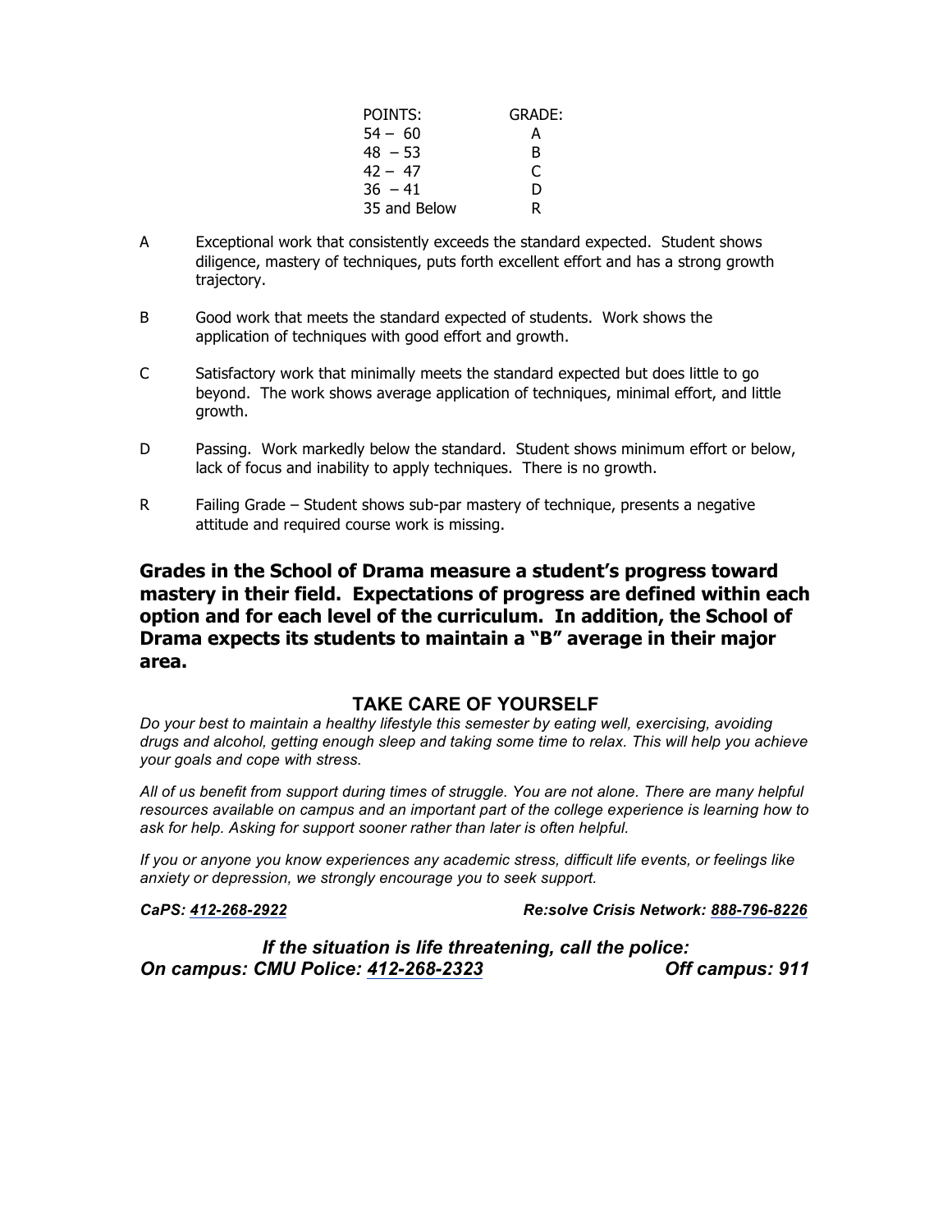| POINTS: | GRADE: |
|---|---|
| 54 – 60 | A |
| 48 – 53 | B |
| 42 – 47 | C |
| 36 – 41 | D |
| 35 and Below | R |

A Exceptional work that consistently exceeds the standard expected. Student shows diligence, mastery of techniques, puts forth excellent effort and has a strong growth trajectory.

B Good work that meets the standard expected of students. Work shows the application of techniques with good effort and growth.

C Satisfactory work that minimally meets the standard expected but does little to go beyond. The work shows average application of techniques, minimal effort, and little growth.

D Passing. Work markedly below the standard. Student shows minimum effort or below, lack of focus and inability to apply techniques. There is no growth.

R Failing Grade – Student shows sub-par mastery of technique, presents a negative attitude and required course work is missing.

**Grades in the School of Drama measure a student's progress toward mastery in their field. Expectations of progress are defined within each option and for each level of the curriculum. In addition, the School of Drama expects its students to maintain a "B" average in their major area.**

## TAKE CARE OF YOURSELF

*Do your best to maintain a healthy lifestyle this semester by eating well, exercising, avoiding drugs and alcohol, getting enough sleep and taking some time to relax. This will help you achieve your goals and cope with stress.*

*All of us benefit from support during times of struggle. You are not alone. There are many helpful resources available on campus and an important part of the college experience is learning how to ask for help. Asking for support sooner rather than later is often helpful.*

*If you or anyone you know experiences any academic stress, difficult life events, or feelings like anxiety or depression, we strongly encourage you to seek support.*

***CaPS: 412-268-2922*** ***Re:solve Crisis Network: 888-796-8226***

***If the situation is life threatening, call the police:***
***On campus: CMU Police: 412-268-2323*** ***Off campus: 911***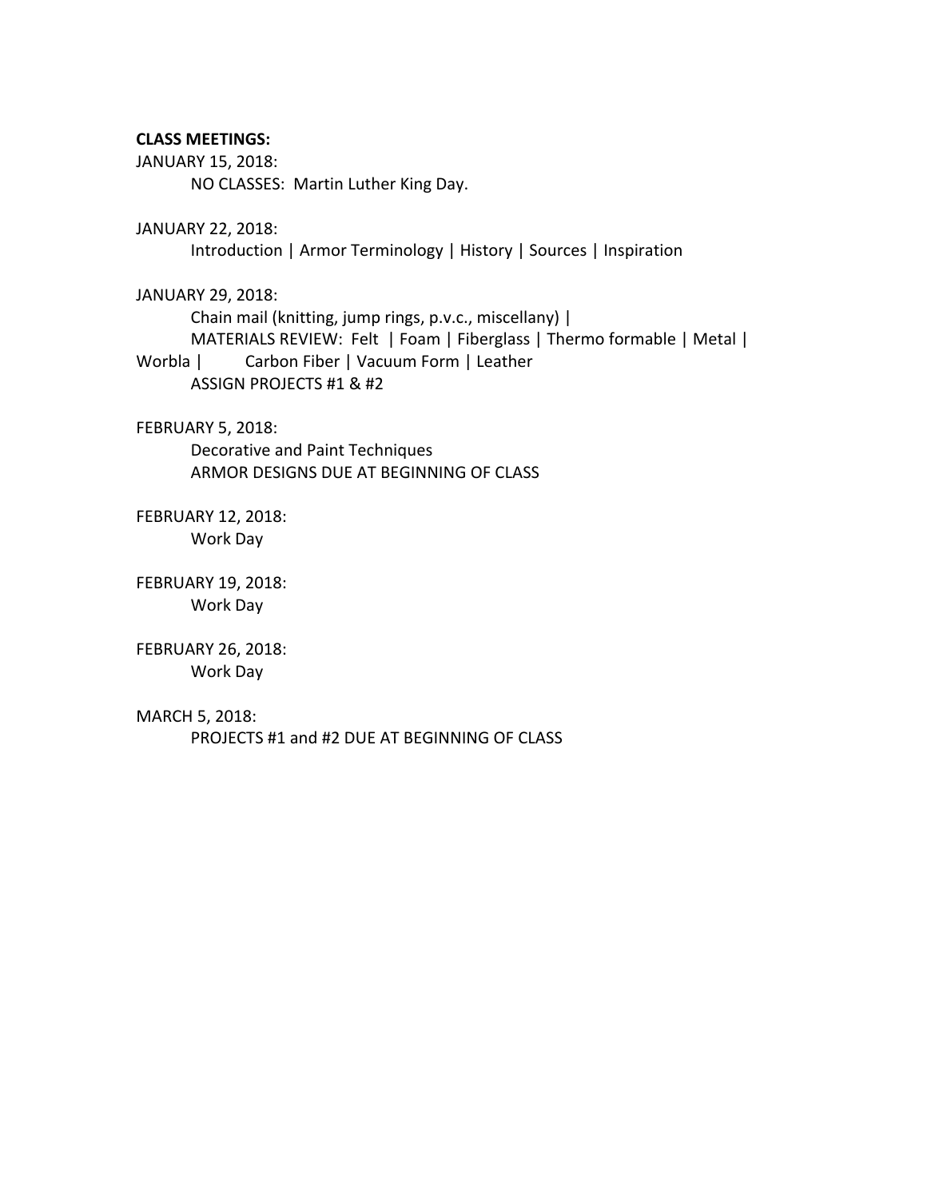**CLASS MEETINGS:**

JANUARY 15, 2018:

NO CLASSES: Martin Luther King Day.

JANUARY 22, 2018:

Introduction | Armor Terminology | History | Sources | Inspiration

JANUARY 29, 2018:

Chain mail (knitting, jump rings, p.v.c., miscellany) |
MATERIALS REVIEW: Felt | Foam | Fiberglass | Thermo formable | Metal | Worbla | Carbon Fiber | Vacuum Form | Leather
ASSIGN PROJECTS #1 & #2

FEBRUARY 5, 2018:

Decorative and Paint Techniques
ARMOR DESIGNS DUE AT BEGINNING OF CLASS

FEBRUARY 12, 2018:

Work Day

FEBRUARY 19, 2018:

Work Day

FEBRUARY 26, 2018:

Work Day

MARCH 5, 2018:

PROJECTS #1 and #2 DUE AT BEGINNING OF CLASS